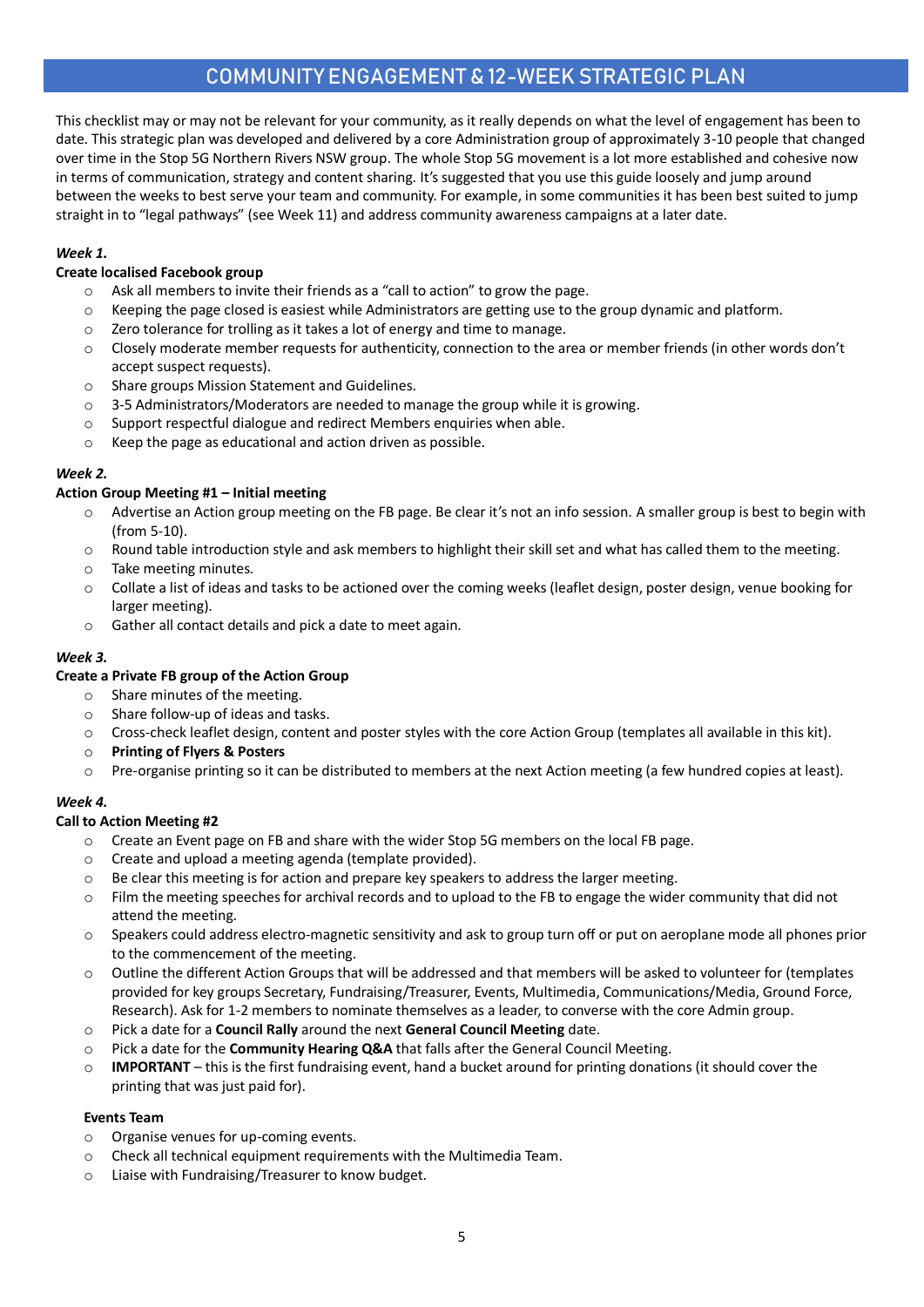# COMMUNITY ENGAGEMENT & 12-WEEK STRATEGIC PLAN

This checklist may or may not be relevant for your community, as it really depends on what the level of engagement has been to date. This strategic plan was developed and delivered by a core Administration group of approximately 3-10 people that changed over time in the Stop 5G Northern Rivers NSW group. The whole Stop 5G movement is a lot more established and cohesive now in terms of communication, strategy and content sharing. It's suggested that you use this guide loosely and jump around between the weeks to best serve your team and community. For example, in some communities it has been best suited to jump straight in to "legal pathways" (see Week 11) and address community awareness campaigns at a later date.

***Week 1.***

**Create localised Facebook group**

- Ask all members to invite their friends as a "call to action" to grow the page.
- Keeping the page closed is easiest while Administrators are getting use to the group dynamic and platform.
- Zero tolerance for trolling as it takes a lot of energy and time to manage.
- Closely moderate member requests for authenticity, connection to the area or member friends (in other words don't accept suspect requests).
- Share groups Mission Statement and Guidelines.
- 3-5 Administrators/Moderators are needed to manage the group while it is growing.
- Support respectful dialogue and redirect Members enquiries when able.
- Keep the page as educational and action driven as possible.

***Week 2.***

**Action Group Meeting #1 – Initial meeting**

- Advertise an Action group meeting on the FB page. Be clear it's not an info session. A smaller group is best to begin with (from 5-10).
- Round table introduction style and ask members to highlight their skill set and what has called them to the meeting.
- Take meeting minutes.
- Collate a list of ideas and tasks to be actioned over the coming weeks (leaflet design, poster design, venue booking for larger meeting).
- Gather all contact details and pick a date to meet again.

***Week 3.***

**Create a Private FB group of the Action Group**

- Share minutes of the meeting.
- Share follow-up of ideas and tasks.
- Cross-check leaflet design, content and poster styles with the core Action Group (templates all available in this kit).
- **Printing of Flyers & Posters**
- Pre-organise printing so it can be distributed to members at the next Action meeting (a few hundred copies at least).

***Week 4.***

**Call to Action Meeting #2**

- Create an Event page on FB and share with the wider Stop 5G members on the local FB page.
- Create and upload a meeting agenda (template provided).
- Be clear this meeting is for action and prepare key speakers to address the larger meeting.
- Film the meeting speeches for archival records and to upload to the FB to engage the wider community that did not attend the meeting.
- Speakers could address electro-magnetic sensitivity and ask to group turn off or put on aeroplane mode all phones prior to the commencement of the meeting.
- Outline the different Action Groups that will be addressed and that members will be asked to volunteer for (templates provided for key groups Secretary, Fundraising/Treasurer, Events, Multimedia, Communications/Media, Ground Force, Research). Ask for 1-2 members to nominate themselves as a leader, to converse with the core Admin group.
- Pick a date for a **Council Rally** around the next **General Council Meeting** date.
- Pick a date for the **Community Hearing Q&A** that falls after the General Council Meeting.
- **IMPORTANT** – this is the first fundraising event, hand a bucket around for printing donations (it should cover the printing that was just paid for).

**Events Team**

- Organise venues for up-coming events.
- Check all technical equipment requirements with the Multimedia Team.
- Liaise with Fundraising/Treasurer to know budget.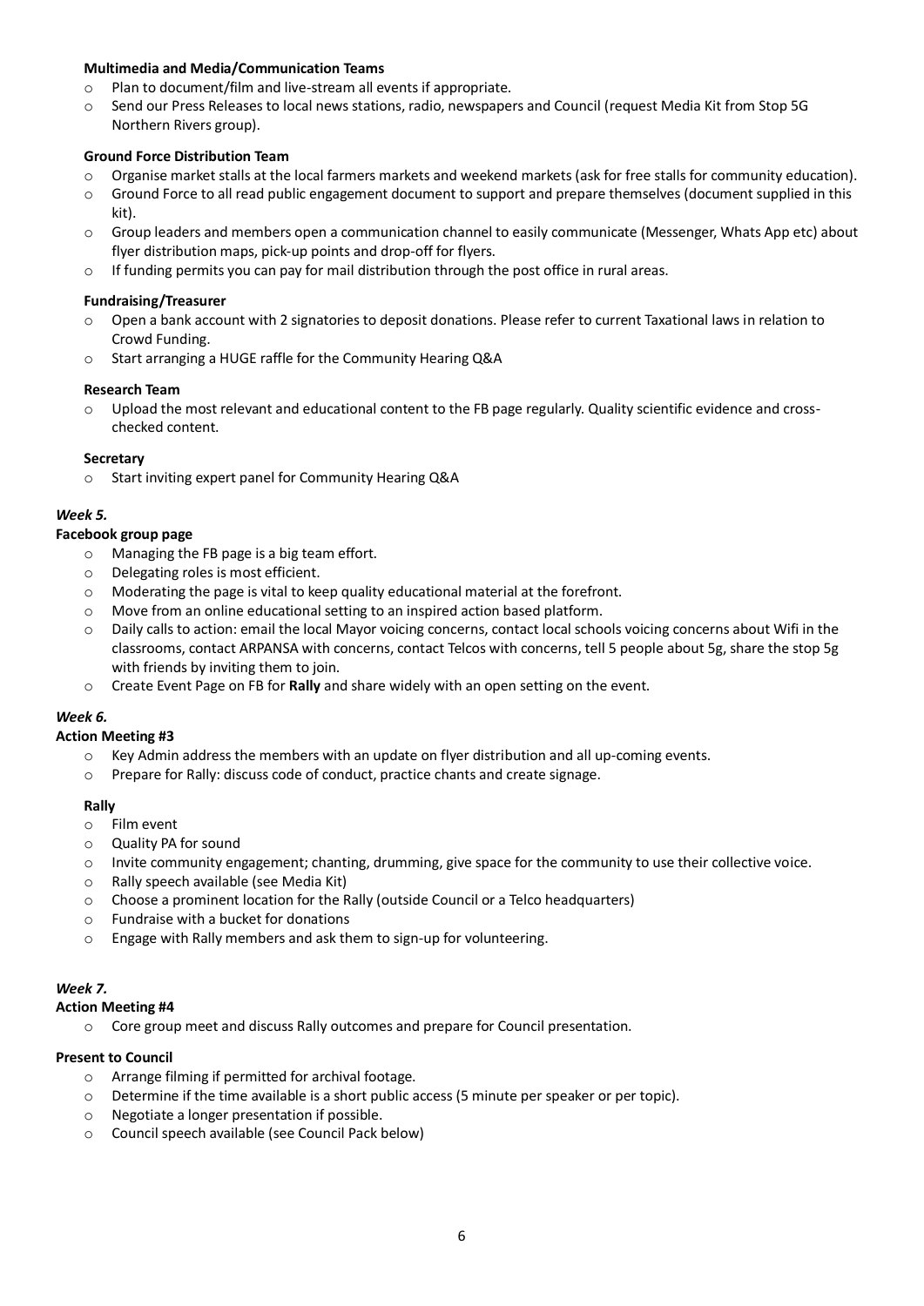**Multimedia and Media/Communication Teams**

- Plan to document/film and live-stream all events if appropriate.
- Send our Press Releases to local news stations, radio, newspapers and Council (request Media Kit from Stop 5G Northern Rivers group).

**Ground Force Distribution Team**

- Organise market stalls at the local farmers markets and weekend markets (ask for free stalls for community education).
- Ground Force to all read public engagement document to support and prepare themselves (document supplied in this kit).
- Group leaders and members open a communication channel to easily communicate (Messenger, Whats App etc) about flyer distribution maps, pick-up points and drop-off for flyers.
- If funding permits you can pay for mail distribution through the post office in rural areas.

**Fundraising/Treasurer**

- Open a bank account with 2 signatories to deposit donations. Please refer to current Taxational laws in relation to Crowd Funding.
- Start arranging a HUGE raffle for the Community Hearing Q&A

**Research Team**

- Upload the most relevant and educational content to the FB page regularly. Quality scientific evidence and cross-checked content.

**Secretary**

- Start inviting expert panel for Community Hearing Q&A

***Week 5.***

**Facebook group page**

- Managing the FB page is a big team effort.
- Delegating roles is most efficient.
- Moderating the page is vital to keep quality educational material at the forefront.
- Move from an online educational setting to an inspired action based platform.
- Daily calls to action: email the local Mayor voicing concerns, contact local schools voicing concerns about Wifi in the classrooms, contact ARPANSA with concerns, contact Telcos with concerns, tell 5 people about 5g, share the stop 5g with friends by inviting them to join.
- Create Event Page on FB for **Rally** and share widely with an open setting on the event.

***Week 6.***

**Action Meeting #3**

- Key Admin address the members with an update on flyer distribution and all up-coming events.
- Prepare for Rally: discuss code of conduct, practice chants and create signage.

**Rally**

- Film event
- Quality PA for sound
- Invite community engagement; chanting, drumming, give space for the community to use their collective voice.
- Rally speech available (see Media Kit)
- Choose a prominent location for the Rally (outside Council or a Telco headquarters)
- Fundraise with a bucket for donations
- Engage with Rally members and ask them to sign-up for volunteering.

***Week 7.***

**Action Meeting #4**

- Core group meet and discuss Rally outcomes and prepare for Council presentation.

**Present to Council**

- Arrange filming if permitted for archival footage.
- Determine if the time available is a short public access (5 minute per speaker or per topic).
- Negotiate a longer presentation if possible.
- Council speech available (see Council Pack below)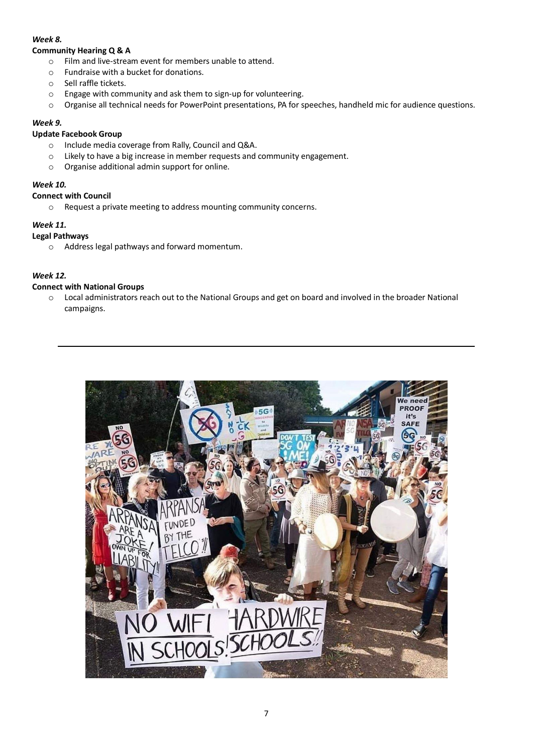*Week 8.*

**Community Hearing Q & A**

- Film and live-stream event for members unable to attend.
- Fundraise with a bucket for donations.
- Sell raffle tickets.
- Engage with community and ask them to sign-up for volunteering.
- Organise all technical needs for PowerPoint presentations, PA for speeches, handheld mic for audience questions.

*Week 9.*

**Update Facebook Group**

- Include media coverage from Rally, Council and Q&A.
- Likely to have a big increase in member requests and community engagement.
- Organise additional admin support for online.

*Week 10.*

**Connect with Council**

- Request a private meeting to address mounting community concerns.

*Week 11.*

**Legal Pathways**

- Address legal pathways and forward momentum.

*Week 12.*

**Connect with National Groups**

- Local administrators reach out to the National Groups and get on board and involved in the broader National campaigns.

---